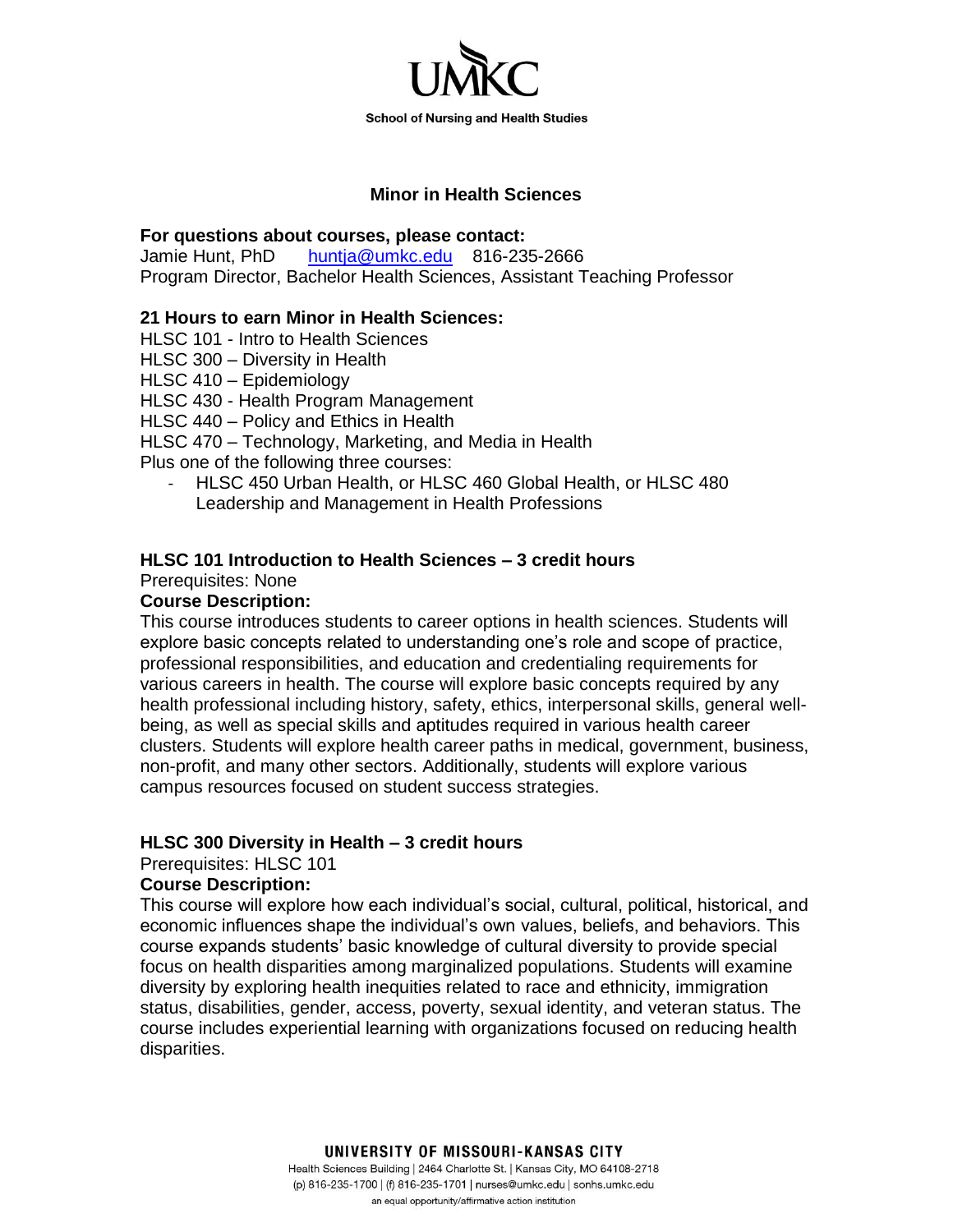UMKC

School of Nursing and Health Studies

## Minor in Health Sciences

**For questions about courses, please contact:**
Jamie Hunt, PhD    huntja@umkc.edu    816-235-2666
Program Director, Bachelor Health Sciences, Assistant Teaching Professor

**21 Hours to earn Minor in Health Sciences:**

HLSC 101 - Intro to Health Sciences
HLSC 300 – Diversity in Health
HLSC 410 – Epidemiology
HLSC 430 - Health Program Management
HLSC 440 – Policy and Ethics in Health
HLSC 470 – Technology, Marketing, and Media in Health
Plus one of the following three courses:

- HLSC 450 Urban Health, or HLSC 460 Global Health, or HLSC 480 Leadership and Management in Health Professions

### HLSC 101 Introduction to Health Sciences – 3 credit hours

Prerequisites: None

**Course Description:**
This course introduces students to career options in health sciences. Students will explore basic concepts related to understanding one's role and scope of practice, professional responsibilities, and education and credentialing requirements for various careers in health. The course will explore basic concepts required by any health professional including history, safety, ethics, interpersonal skills, general well-being, as well as special skills and aptitudes required in various health career clusters. Students will explore health career paths in medical, government, business, non-profit, and many other sectors. Additionally, students will explore various campus resources focused on student success strategies.

### HLSC 300 Diversity in Health – 3 credit hours

Prerequisites: HLSC 101

**Course Description:**
This course will explore how each individual's social, cultural, political, historical, and economic influences shape the individual's own values, beliefs, and behaviors. This course expands students' basic knowledge of cultural diversity to provide special focus on health disparities among marginalized populations. Students will examine diversity by exploring health inequities related to race and ethnicity, immigration status, disabilities, gender, access, poverty, sexual identity, and veteran status. The course includes experiential learning with organizations focused on reducing health disparities.

UNIVERSITY OF MISSOURI-KANSAS CITY
Health Sciences Building | 2464 Charlotte St. | Kansas City, MO 64108-2718
(p) 816-235-1700 | (f) 816-235-1701 | nurses@umkc.edu | sonhs.umkc.edu
an equal opportunity/affirmative action institution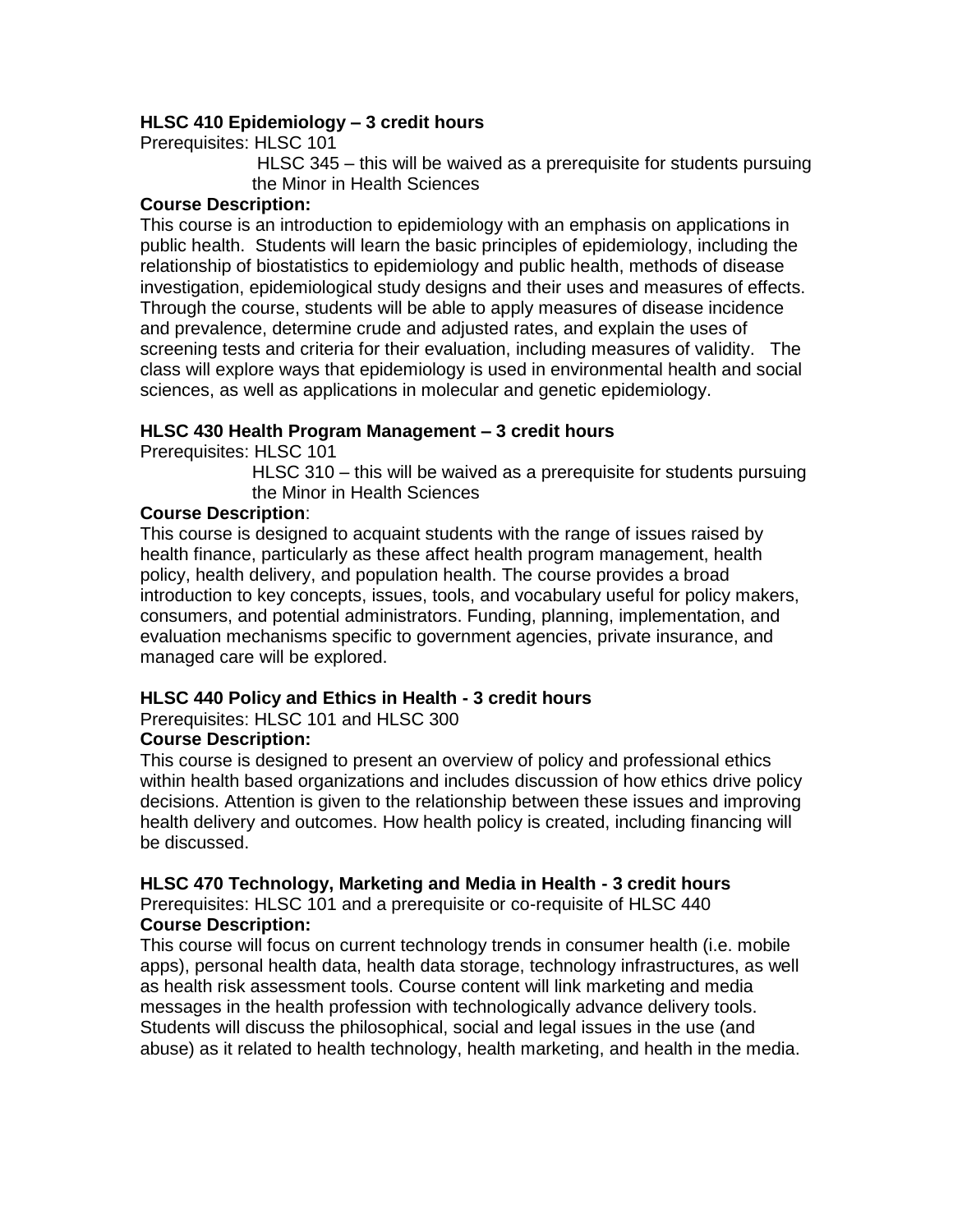**HLSC 410 Epidemiology – 3 credit hours**

Prerequisites: HLSC 101

HLSC 345 – this will be waived as a prerequisite for students pursuing the Minor in Health Sciences

**Course Description:**

This course is an introduction to epidemiology with an emphasis on applications in public health. Students will learn the basic principles of epidemiology, including the relationship of biostatistics to epidemiology and public health, methods of disease investigation, epidemiological study designs and their uses and measures of effects. Through the course, students will be able to apply measures of disease incidence and prevalence, determine crude and adjusted rates, and explain the uses of screening tests and criteria for their evaluation, including measures of validity. The class will explore ways that epidemiology is used in environmental health and social sciences, as well as applications in molecular and genetic epidemiology.

**HLSC 430 Health Program Management – 3 credit hours**

Prerequisites: HLSC 101

HLSC 310 – this will be waived as a prerequisite for students pursuing the Minor in Health Sciences

**Course Description**:

This course is designed to acquaint students with the range of issues raised by health finance, particularly as these affect health program management, health policy, health delivery, and population health. The course provides a broad introduction to key concepts, issues, tools, and vocabulary useful for policy makers, consumers, and potential administrators. Funding, planning, implementation, and evaluation mechanisms specific to government agencies, private insurance, and managed care will be explored.

**HLSC 440 Policy and Ethics in Health - 3 credit hours**

Prerequisites: HLSC 101 and HLSC 300

**Course Description:**

This course is designed to present an overview of policy and professional ethics within health based organizations and includes discussion of how ethics drive policy decisions. Attention is given to the relationship between these issues and improving health delivery and outcomes. How health policy is created, including financing will be discussed.

**HLSC 470 Technology, Marketing and Media in Health - 3 credit hours**

Prerequisites: HLSC 101 and a prerequisite or co-requisite of HLSC 440

**Course Description:**

This course will focus on current technology trends in consumer health (i.e. mobile apps), personal health data, health data storage, technology infrastructures, as well as health risk assessment tools. Course content will link marketing and media messages in the health profession with technologically advance delivery tools. Students will discuss the philosophical, social and legal issues in the use (and abuse) as it related to health technology, health marketing, and health in the media.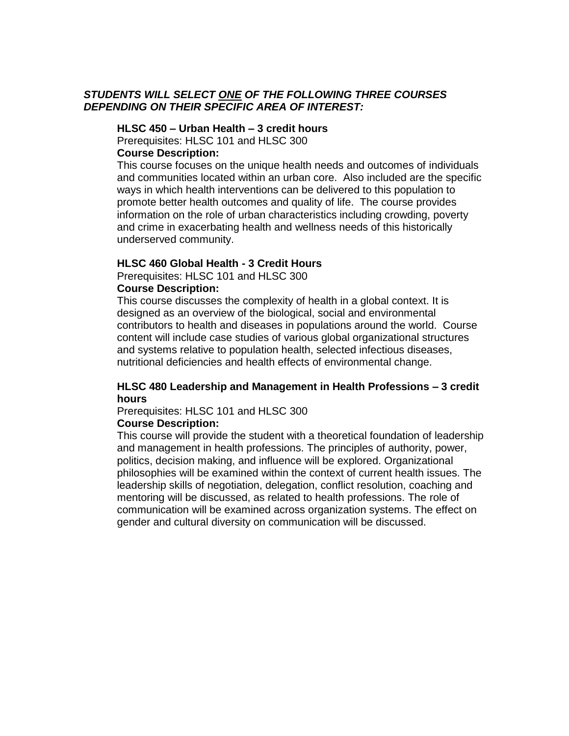***STUDENTS WILL SELECT <u>ONE</u> OF THE FOLLOWING THREE COURSES DEPENDING ON THEIR SPECIFIC AREA OF INTEREST:***

**HLSC 450 – Urban Health – 3 credit hours**

Prerequisites: HLSC 101 and HLSC 300

**Course Description:**

This course focuses on the unique health needs and outcomes of individuals and communities located within an urban core. Also included are the specific ways in which health interventions can be delivered to this population to promote better health outcomes and quality of life. The course provides information on the role of urban characteristics including crowding, poverty and crime in exacerbating health and wellness needs of this historically underserved community.

**HLSC 460 Global Health - 3 Credit Hours**

Prerequisites: HLSC 101 and HLSC 300

**Course Description:**

This course discusses the complexity of health in a global context. It is designed as an overview of the biological, social and environmental contributors to health and diseases in populations around the world. Course content will include case studies of various global organizational structures and systems relative to population health, selected infectious diseases, nutritional deficiencies and health effects of environmental change.

**HLSC 480 Leadership and Management in Health Professions – 3 credit hours**

Prerequisites: HLSC 101 and HLSC 300

**Course Description:**

This course will provide the student with a theoretical foundation of leadership and management in health professions. The principles of authority, power, politics, decision making, and influence will be explored. Organizational philosophies will be examined within the context of current health issues. The leadership skills of negotiation, delegation, conflict resolution, coaching and mentoring will be discussed, as related to health professions. The role of communication will be examined across organization systems. The effect on gender and cultural diversity on communication will be discussed.